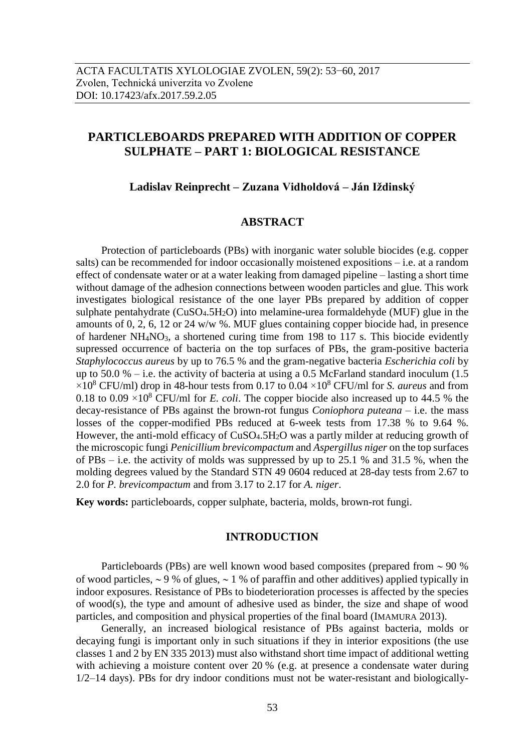ACTA FACULTATIS XYLOLOGIAE ZVOLEN, 59(2): 53−60, 2017
Zvolen, Technická univerzita vo Zvolene
DOI: 10.17423/afx.2017.59.2.05

# PARTICLEBOARDS PREPARED WITH ADDITION OF COPPER SULPHATE – PART 1: BIOLOGICAL RESISTANCE

**Ladislav Reinprecht – Zuzana Vidholdová – Ján Iždinský**

## ABSTRACT

Protection of particleboards (PBs) with inorganic water soluble biocides (e.g. copper salts) can be recommended for indoor occasionally moistened expositions – i.e. at a random effect of condensate water or at a water leaking from damaged pipeline – lasting a short time without damage of the adhesion connections between wooden particles and glue. This work investigates biological resistance of the one layer PBs prepared by addition of copper sulphate pentahydrate ($CuSO_4.5H_2O$) into melamine-urea formaldehyde (MUF) glue in the amounts of 0, 2, 6, 12 or 24 w/w %. MUF glues containing copper biocide had, in presence of hardener $NH_4NO_3$, a shortened curing time from 198 to 117 s. This biocide evidently supressed occurrence of bacteria on the top surfaces of PBs, the gram-positive bacteria *Staphylococcus aureus* by up to 76.5 % and the gram-negative bacteria *Escherichia coli* by up to 50.0 % – i.e. the activity of bacteria at using a 0.5 McFarland standard inoculum (1.5 $\times 10^8$ CFU/ml) drop in 48-hour tests from 0.17 to 0.04 $\times 10^8$ CFU/ml for *S. aureus* and from 0.18 to 0.09 $\times 10^8$ CFU/ml for *E. coli*. The copper biocide also increased up to 44.5 % the decay-resistance of PBs against the brown-rot fungus *Coniophora puteana* – i.e. the mass losses of the copper-modified PBs reduced at 6-week tests from 17.38 % to 9.64 %. However, the anti-mold efficacy of $CuSO_4.5H_2O$ was a partly milder at reducing growth of the microscopic fungi *Penicillium brevicompactum* and *Aspergillus niger* on the top surfaces of PBs – i.e. the activity of molds was suppressed by up to 25.1 % and 31.5 %, when the molding degrees valued by the Standard STN 49 0604 reduced at 28-day tests from 2.67 to 2.0 for *P. brevicompactum* and from 3.17 to 2.17 for *A. niger*.

**Key words:** particleboards, copper sulphate, bacteria, molds, brown-rot fungi.

## INTRODUCTION

Particleboards (PBs) are well known wood based composites (prepared from ∼ 90 % of wood particles, ∼ 9 % of glues, ∼ 1 % of paraffin and other additives) applied typically in indoor exposures. Resistance of PBs to biodeterioration processes is affected by the species of wood(s), the type and amount of adhesive used as binder, the size and shape of wood particles, and composition and physical properties of the final board (IMAMURA 2013).

Generally, an increased biological resistance of PBs against bacteria, molds or decaying fungi is important only in such situations if they in interior expositions (the use classes 1 and 2 by EN 335 2013) must also withstand short time impact of additional wetting with achieving a moisture content over 20 % (e.g. at presence a condensate water during 1/2–14 days). PBs for dry indoor conditions must not be water-resistant and biologically-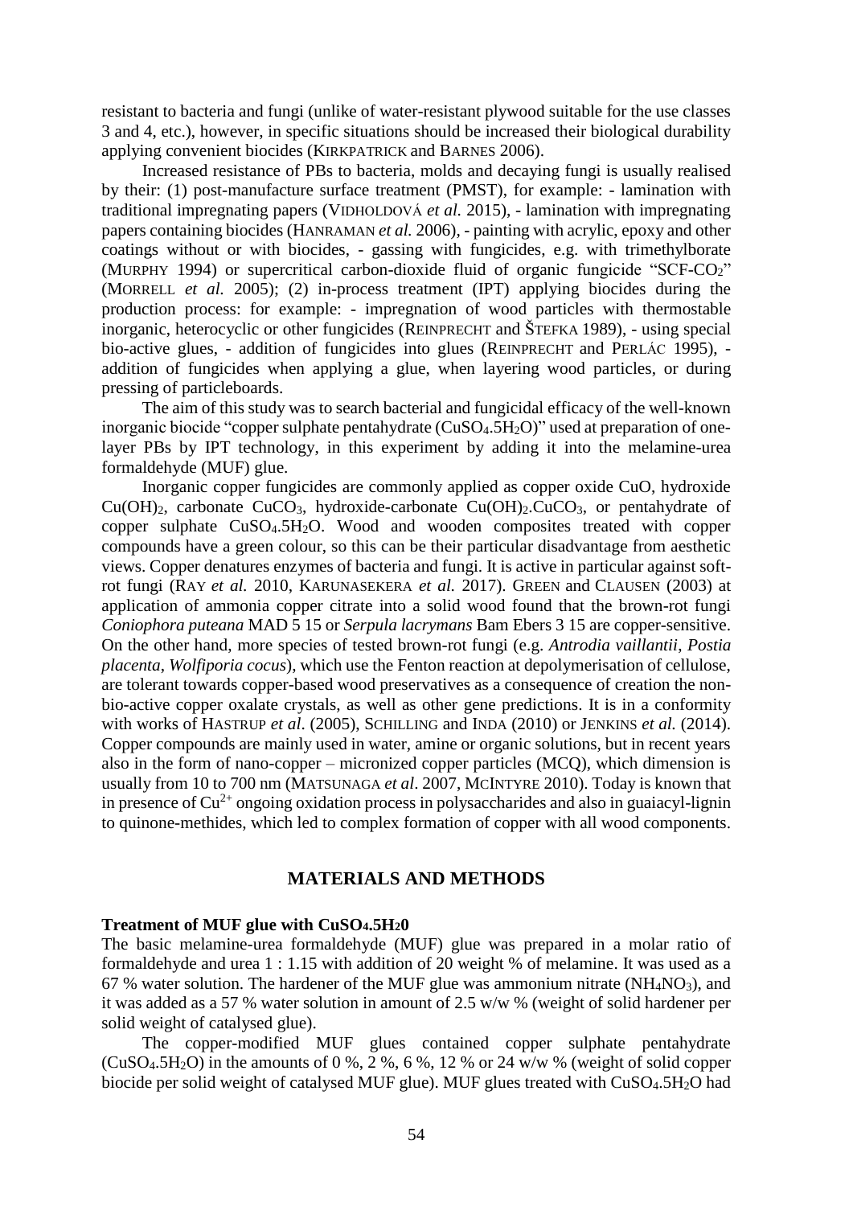resistant to bacteria and fungi (unlike of water-resistant plywood suitable for the use classes 3 and 4, etc.), however, in specific situations should be increased their biological durability applying convenient biocides (KIRKPATRICK and BARNES 2006).

Increased resistance of PBs to bacteria, molds and decaying fungi is usually realised by their: (1) post-manufacture surface treatment (PMST), for example: - lamination with traditional impregnating papers (VIDHOLDOVÁ *et al.* 2015), - lamination with impregnating papers containing biocides (HANRAMAN *et al.* 2006), - painting with acrylic, epoxy and other coatings without or with biocides, - gassing with fungicides, e.g. with trimethylborate (MURPHY 1994) or supercritical carbon-dioxide fluid of organic fungicide "SCF-$CO_2$" (MORRELL *et al.* 2005); (2) in-process treatment (IPT) applying biocides during the production process: for example: - impregnation of wood particles with thermostable inorganic, heterocyclic or other fungicides (REINPRECHT and ŠTEFKA 1989), - using special bio-active glues, - addition of fungicides into glues (REINPRECHT and PERLÁC 1995), - addition of fungicides when applying a glue, when layering wood particles, or during pressing of particleboards.

The aim of this study was to search bacterial and fungicidal efficacy of the well-known inorganic biocide "copper sulphate pentahydrate ($CuSO_4.5H_2O$)" used at preparation of one-layer PBs by IPT technology, in this experiment by adding it into the melamine-urea formaldehyde (MUF) glue.

Inorganic copper fungicides are commonly applied as copper oxide CuO, hydroxide $Cu(OH)_2$, carbonate $CuCO_3$, hydroxide-carbonate $Cu(OH)_2.CuCO_3$, or pentahydrate of copper sulphate $CuSO_4.5H_2O$. Wood and wooden composites treated with copper compounds have a green colour, so this can be their particular disadvantage from aesthetic views. Copper denatures enzymes of bacteria and fungi. It is active in particular against soft-rot fungi (RAY *et al.* 2010, KARUNASEKERA *et al.* 2017). GREEN and CLAUSEN (2003) at application of ammonia copper citrate into a solid wood found that the brown-rot fungi *Coniophora puteana* MAD 5 15 or *Serpula lacrymans* Bam Ebers 3 15 are copper-sensitive. On the other hand, more species of tested brown-rot fungi (e.g. *Antrodia vaillantii*, *Postia placenta*, *Wolfiporia cocus*), which use the Fenton reaction at depolymerisation of cellulose, are tolerant towards copper-based wood preservatives as a consequence of creation the non-bio-active copper oxalate crystals, as well as other gene predictions. It is in a conformity with works of HASTRUP *et al*. (2005), SCHILLING and INDA (2010) or JENKINS *et al.* (2014). Copper compounds are mainly used in water, amine or organic solutions, but in recent years also in the form of nano-copper – micronized copper particles (MCQ), which dimension is usually from 10 to 700 nm (MATSUNAGA *et al*. 2007, MCINTYRE 2010). Today is known that in presence of $Cu^{2+}$ ongoing oxidation process in polysaccharides and also in guaiacyl-lignin to quinone-methides, which led to complex formation of copper with all wood components.

## MATERIALS AND METHODS

**Treatment of MUF glue with $CuSO_4.5H_20$**

The basic melamine-urea formaldehyde (MUF) glue was prepared in a molar ratio of formaldehyde and urea 1 : 1.15 with addition of 20 weight % of melamine. It was used as a 67 % water solution. The hardener of the MUF glue was ammonium nitrate ($NH_4NO_3$), and it was added as a 57 % water solution in amount of 2.5 w/w % (weight of solid hardener per solid weight of catalysed glue).

The copper-modified MUF glues contained copper sulphate pentahydrate ($CuSO_4.5H_2O$) in the amounts of 0 %, 2 %, 6 %, 12 % or 24 w/w % (weight of solid copper biocide per solid weight of catalysed MUF glue). MUF glues treated with $CuSO_4.5H_2O$ had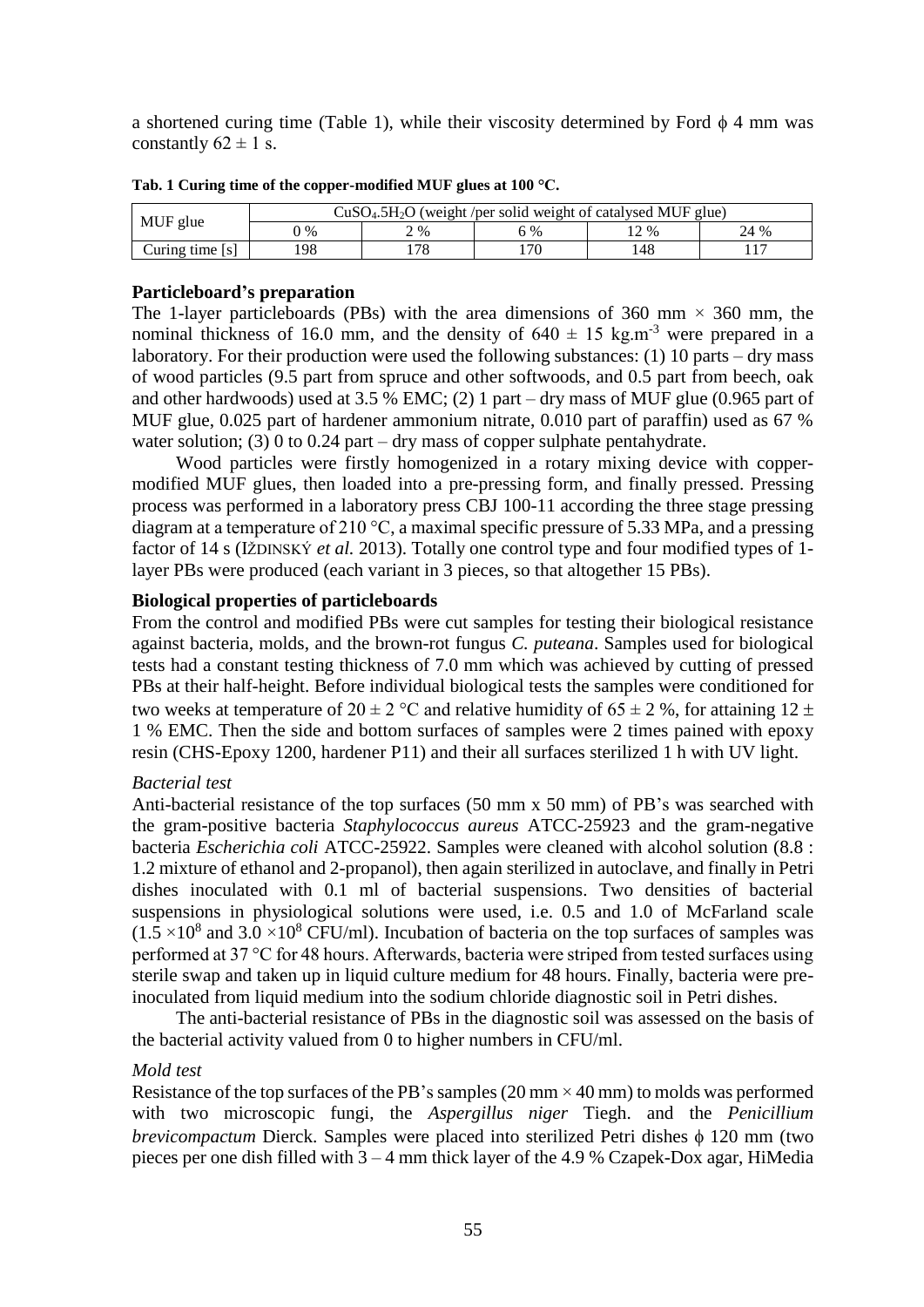a shortened curing time (Table 1), while their viscosity determined by Ford ϕ 4 mm was constantly $62 \pm 1$ s.

**Tab. 1 Curing time of the copper-modified MUF glues at 100 °C.**

| MUF glue | $CuSO_4.5H_2O$ (weight /per solid weight of catalysed MUF glue) | | | | |
|---|---|---|---|---|---|
| | 0 % | 2 % | 6 % | 12 % | 24 % |
| Curing time [s] | 198 | 178 | 170 | 148 | 117 |

## Particleboard's preparation

The 1-layer particleboards (PBs) with the area dimensions of 360 mm × 360 mm, the nominal thickness of 16.0 mm, and the density of $640 \pm 15$ kg.m$^{-3}$ were prepared in a laboratory. For their production were used the following substances: (1) 10 parts – dry mass of wood particles (9.5 part from spruce and other softwoods, and 0.5 part from beech, oak and other hardwoods) used at 3.5 % EMC; (2) 1 part – dry mass of MUF glue (0.965 part of MUF glue, 0.025 part of hardener ammonium nitrate, 0.010 part of paraffin) used as 67 % water solution; (3) 0 to 0.24 part – dry mass of copper sulphate pentahydrate.

Wood particles were firstly homogenized in a rotary mixing device with copper-modified MUF glues, then loaded into a pre-pressing form, and finally pressed. Pressing process was performed in a laboratory press CBJ 100-11 according the three stage pressing diagram at a temperature of 210 °C, a maximal specific pressure of 5.33 MPa, and a pressing factor of 14 s (IŽDINSKÝ *et al.* 2013). Totally one control type and four modified types of 1-layer PBs were produced (each variant in 3 pieces, so that altogether 15 PBs).

## Biological properties of particleboards

From the control and modified PBs were cut samples for testing their biological resistance against bacteria, molds, and the brown-rot fungus *C. puteana*. Samples used for biological tests had a constant testing thickness of 7.0 mm which was achieved by cutting of pressed PBs at their half-height. Before individual biological tests the samples were conditioned for two weeks at temperature of $20 \pm 2$ °C and relative humidity of $65 \pm 2$ %, for attaining $12 \pm 1$ % EMC. Then the side and bottom surfaces of samples were 2 times pained with epoxy resin (CHS-Epoxy 1200, hardener P11) and their all surfaces sterilized 1 h with UV light.

### *Bacterial test*

Anti-bacterial resistance of the top surfaces (50 mm x 50 mm) of PB's was searched with the gram-positive bacteria *Staphylococcus aureus* ATCC-25923 and the gram-negative bacteria *Escherichia coli* ATCC-25922. Samples were cleaned with alcohol solution (8.8 : 1.2 mixture of ethanol and 2-propanol), then again sterilized in autoclave, and finally in Petri dishes inoculated with 0.1 ml of bacterial suspensions. Two densities of bacterial suspensions in physiological solutions were used, i.e. 0.5 and 1.0 of McFarland scale ($1.5 \times 10^8$ and $3.0 \times 10^8$ CFU/ml). Incubation of bacteria on the top surfaces of samples was performed at 37 °C for 48 hours. Afterwards, bacteria were striped from tested surfaces using sterile swap and taken up in liquid culture medium for 48 hours. Finally, bacteria were pre-inoculated from liquid medium into the sodium chloride diagnostic soil in Petri dishes.

The anti-bacterial resistance of PBs in the diagnostic soil was assessed on the basis of the bacterial activity valued from 0 to higher numbers in CFU/ml.

### *Mold test*

Resistance of the top surfaces of the PB's samples (20 mm × 40 mm) to molds was performed with two microscopic fungi, the *Aspergillus niger* Tiegh. and the *Penicillium brevicompactum* Dierck. Samples were placed into sterilized Petri dishes ϕ 120 mm (two pieces per one dish filled with 3 – 4 mm thick layer of the 4.9 % Czapek-Dox agar, HiMedia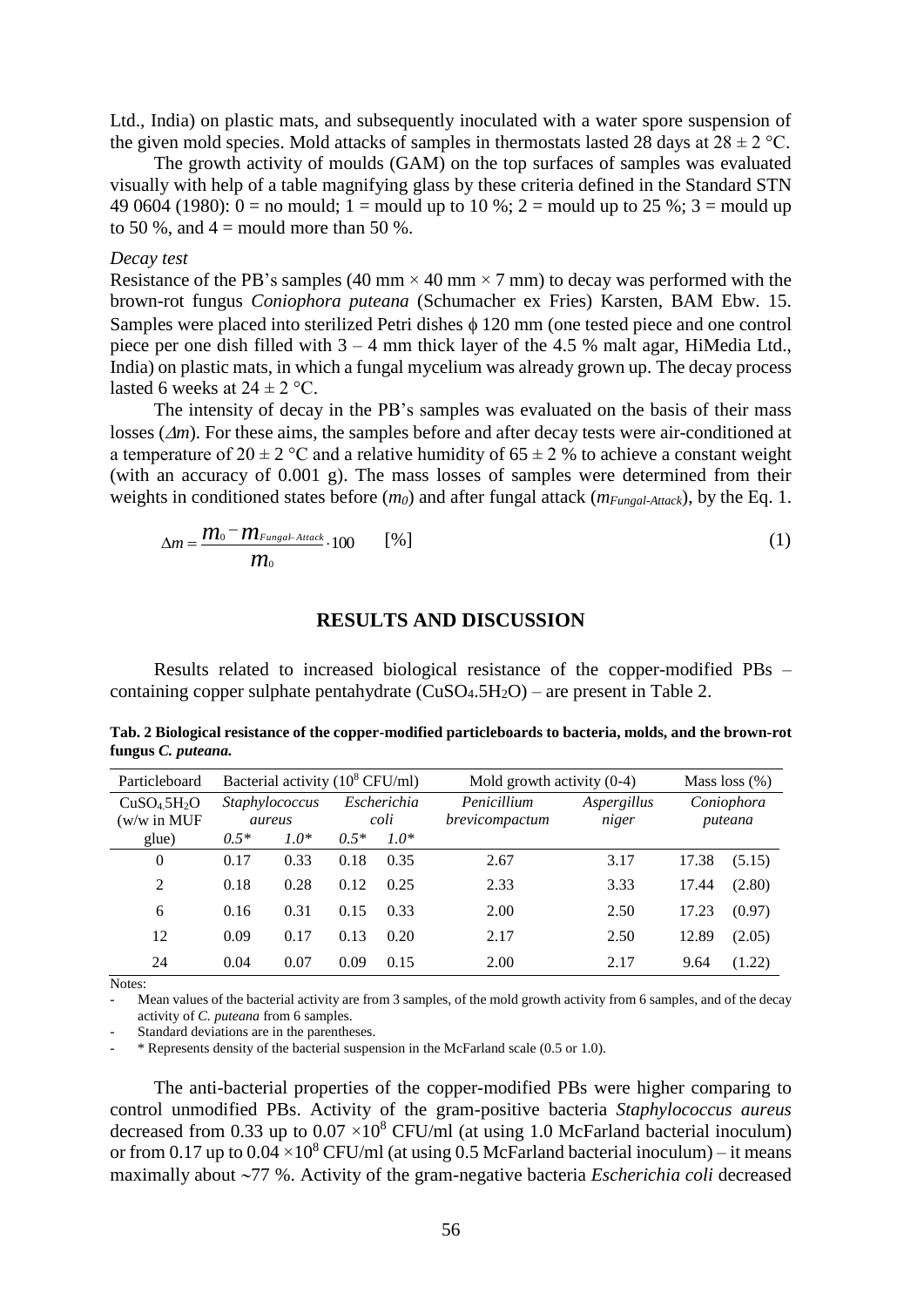Ltd., India) on plastic mats, and subsequently inoculated with a water spore suspension of the given mold species. Mold attacks of samples in thermostats lasted 28 days at 28 ± 2 °C.

The growth activity of moulds (GAM) on the top surfaces of samples was evaluated visually with help of a table magnifying glass by these criteria defined in the Standard STN 49 0604 (1980): 0 = no mould; 1 = mould up to 10 %; 2 = mould up to 25 %; 3 = mould up to 50 %, and 4 = mould more than 50 %.

*Decay test*

Resistance of the PB's samples (40 mm × 40 mm × 7 mm) to decay was performed with the brown-rot fungus *Coniophora puteana* (Schumacher ex Fries) Karsten, BAM Ebw. 15. Samples were placed into sterilized Petri dishes ϕ 120 mm (one tested piece and one control piece per one dish filled with 3 – 4 mm thick layer of the 4.5 % malt agar, HiMedia Ltd., India) on plastic mats, in which a fungal mycelium was already grown up. The decay process lasted 6 weeks at 24 ± 2 °C.

The intensity of decay in the PB's samples was evaluated on the basis of their mass losses ($\Delta m$). For these aims, the samples before and after decay tests were air-conditioned at a temperature of 20 ± 2 °C and a relative humidity of 65 ± 2 % to achieve a constant weight (with an accuracy of 0.001 g). The mass losses of samples were determined from their weights in conditioned states before ($m_0$) and after fungal attack ($m_{Fungal\text{-}Attack}$), by the Eq. 1.

$$\Delta m = \frac{m_0 - m_{Fungal-Attack}}{m_0} \cdot 100 \qquad [\%] \tag{1}$$

## RESULTS AND DISCUSSION

Results related to increased biological resistance of the copper-modified PBs – containing copper sulphate pentahydrate ($CuSO_4.5H_2O$) – are present in Table 2.

**Tab. 2 Biological resistance of the copper-modified particleboards to bacteria, molds, and the brown-rot fungus *C. puteana*.**

| Particleboard | Bacterial activity ($10^8$ CFU/ml) | | | | Mold growth activity (0-4) | | Mass loss (%) |
|---|---|---|---|---|---|---|---|
| $CuSO_4.5H_2O$ (w/w in MUF glue) | *Staphylococcus aureus* | | *Escherichia coli* | | *Penicillium brevicompactum* | *Aspergillus niger* | *Coniophora puteana* |
| | *0.5\** | *1.0\** | *0.5\** | *1.0\** | | | |
| 0 | 0.17 | 0.33 | 0.18 | 0.35 | 2.67 | 3.17 | 17.38 (5.15) |
| 2 | 0.18 | 0.28 | 0.12 | 0.25 | 2.33 | 3.33 | 17.44 (2.80) |
| 6 | 0.16 | 0.31 | 0.15 | 0.33 | 2.00 | 2.50 | 17.23 (0.97) |
| 12 | 0.09 | 0.17 | 0.13 | 0.20 | 2.17 | 2.50 | 12.89 (2.05) |
| 24 | 0.04 | 0.07 | 0.09 | 0.15 | 2.00 | 2.17 | 9.64 (1.22) |

Notes:

- Mean values of the bacterial activity are from 3 samples, of the mold growth activity from 6 samples, and of the decay activity of *C. puteana* from 6 samples.
- Standard deviations are in the parentheses.
- \* Represents density of the bacterial suspension in the McFarland scale (0.5 or 1.0).

The anti-bacterial properties of the copper-modified PBs were higher comparing to control unmodified PBs. Activity of the gram-positive bacteria *Staphylococcus aureus* decreased from 0.33 up to 0.07 $\times 10^8$ CFU/ml (at using 1.0 McFarland bacterial inoculum) or from 0.17 up to 0.04 $\times 10^8$ CFU/ml (at using 0.5 McFarland bacterial inoculum) – it means maximally about ~77 %. Activity of the gram-negative bacteria *Escherichia coli* decreased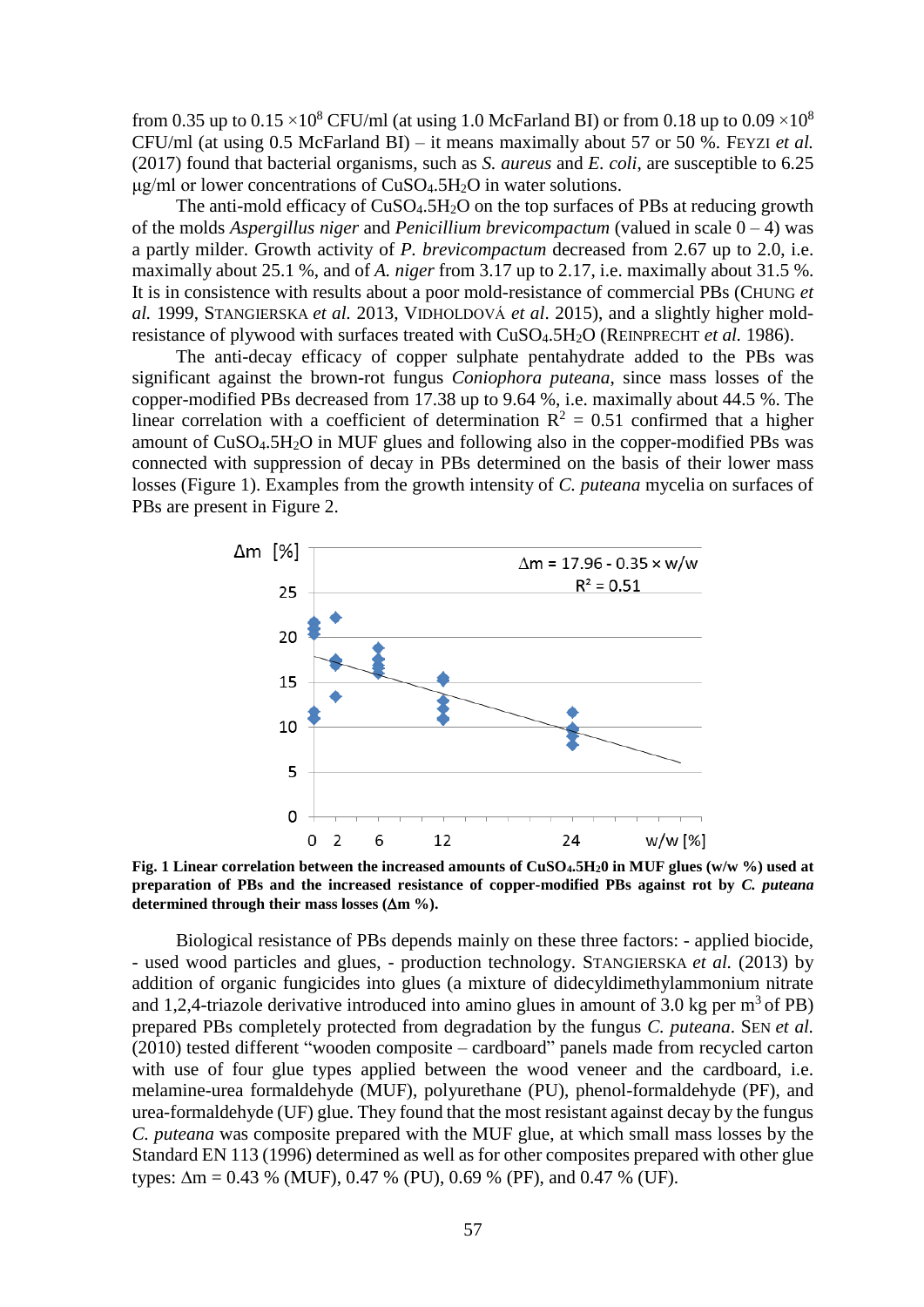from 0.35 up to 0.15 $\times 10^8$ CFU/ml (at using 1.0 McFarland BI) or from 0.18 up to 0.09 $\times 10^8$ CFU/ml (at using 0.5 McFarland BI) – it means maximally about 57 or 50 %. FEYZI *et al.* (2017) found that bacterial organisms, such as *S. aureus* and *E. coli*, are susceptible to 6.25 μg/ml or lower concentrations of $CuSO_4.5H_2O$ in water solutions.

The anti-mold efficacy of $CuSO_4.5H_2O$ on the top surfaces of PBs at reducing growth of the molds *Aspergillus niger* and *Penicillium brevicompactum* (valued in scale 0 – 4) was a partly milder. Growth activity of *P. brevicompactum* decreased from 2.67 up to 2.0, i.e. maximally about 25.1 %, and of *A. niger* from 3.17 up to 2.17, i.e. maximally about 31.5 %. It is in consistence with results about a poor mold-resistance of commercial PBs (CHUNG *et al.* 1999, STANGIERSKA *et al.* 2013, VIDHOLDOVÁ *et al*. 2015), and a slightly higher mold-resistance of plywood with surfaces treated with $CuSO_4.5H_2O$ (REINPRECHT *et al.* 1986).

The anti-decay efficacy of copper sulphate pentahydrate added to the PBs was significant against the brown-rot fungus *Coniophora puteana*, since mass losses of the copper-modified PBs decreased from 17.38 up to 9.64 %, i.e. maximally about 44.5 %. The linear correlation with a coefficient of determination $R^2 = 0.51$ confirmed that a higher amount of $CuSO_4.5H_2O$ in MUF glues and following also in the copper-modified PBs was connected with suppression of decay in PBs determined on the basis of their lower mass losses (Figure 1). Examples from the growth intensity of *C. puteana* mycelia on surfaces of PBs are present in Figure 2.

$$\Delta m = 17.96 - 0.35 \times w/w \quad R^2 = 0.51$$

**Fig. 1 Linear correlation between the increased amounts of $CuSO_4.5H_20$ in MUF glues (w/w %) used at preparation of PBs and the increased resistance of copper-modified PBs against rot by *C. puteana* determined through their mass losses (Δm %).**

Biological resistance of PBs depends mainly on these three factors: - applied biocide, - used wood particles and glues, - production technology. STANGIERSKA *et al.* (2013) by addition of organic fungicides into glues (a mixture of dідecyldimethylammonium nitrate and 1,2,4-triazole derivative introduced into amino glues in amount of 3.0 kg per $m^3$ of PB) prepared PBs completely protected from degradation by the fungus *C. puteana*. SEN *et al.* (2010) tested different "wooden composite – cardboard" panels made from recycled carton with use of four glue types applied between the wood veneer and the cardboard, i.e. melamine-urea formaldehyde (MUF), polyurethane (PU), phenol-formaldehyde (PF), and urea-formaldehyde (UF) glue. They found that the most resistant against decay by the fungus *C. puteana* was composite prepared with the MUF glue, at which small mass losses by the Standard EN 113 (1996) determined as well as for other composites prepared with other glue types: Δm = 0.43 % (MUF), 0.47 % (PU), 0.69 % (PF), and 0.47 % (UF).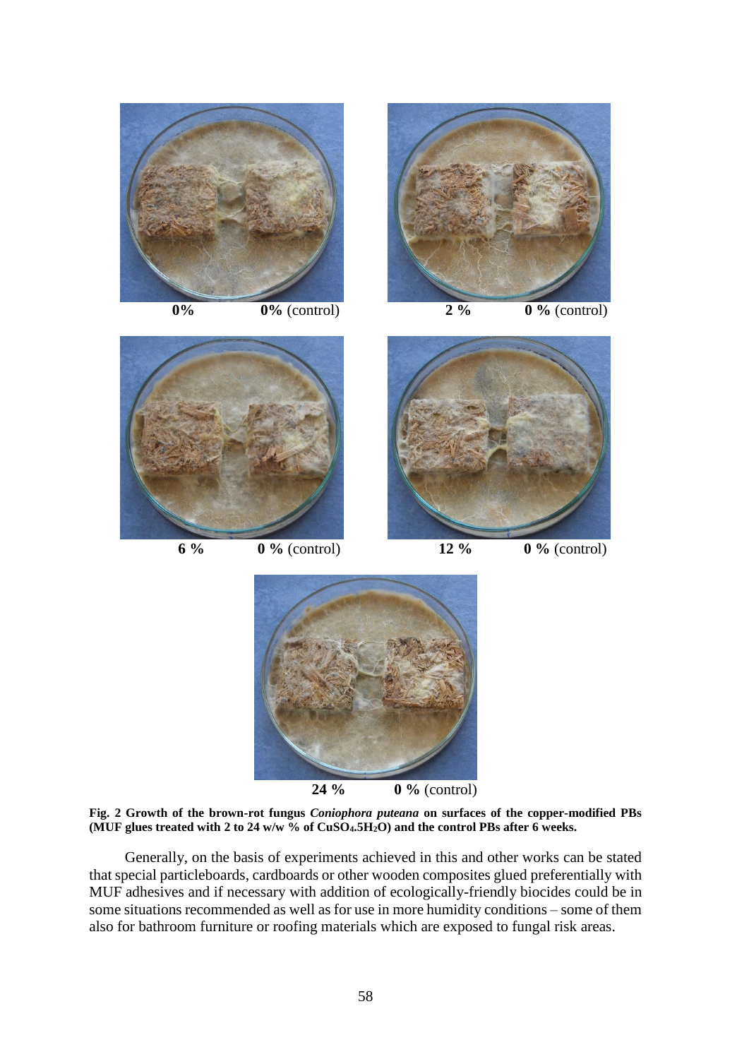0% 0% (control) 2 % 0 % (control)

6 % 0 % (control) 12 % 0 % (control)

24 % 0 % (control)

**Fig. 2 Growth of the brown-rot fungus *Coniophora puteana* on surfaces of the copper-modified PBs (MUF glues treated with 2 to 24 w/w % of $CuSO_4.5H_2O$) and the control PBs after 6 weeks.**

Generally, on the basis of experiments achieved in this and other works can be stated that special particleboards, cardboards or other wooden composites glued preferentially with MUF adhesives and if necessary with addition of ecologically-friendly biocides could be in some situations recommended as well as for use in more humidity conditions – some of them also for bathroom furniture or roofing materials which are exposed to fungal risk areas.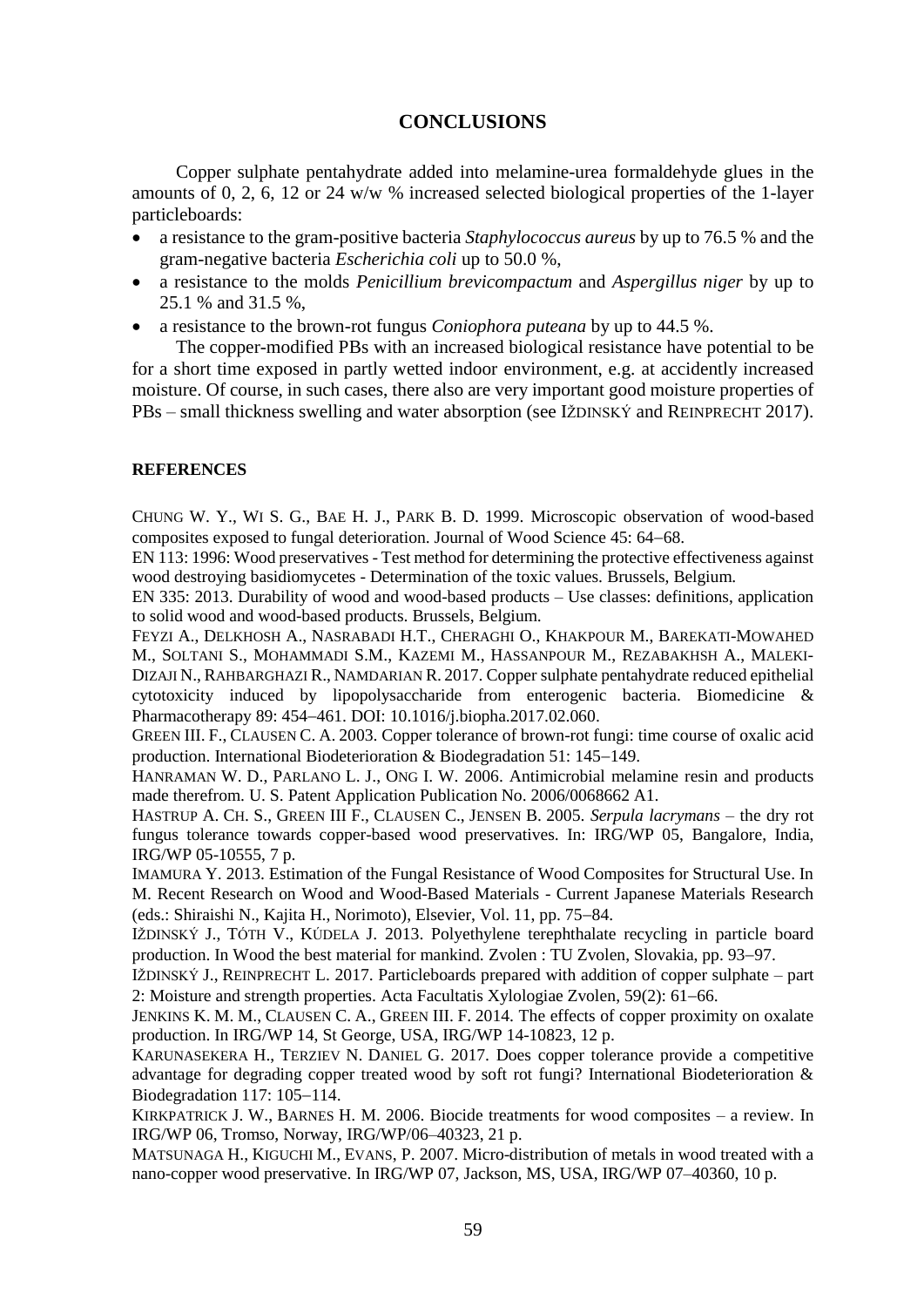## CONCLUSIONS

Copper sulphate pentahydrate added into melamine-urea formaldehyde glues in the amounts of 0, 2, 6, 12 or 24 w/w % increased selected biological properties of the 1-layer particleboards:

- a resistance to the gram-positive bacteria *Staphylococcus aureus* by up to 76.5 % and the gram-negative bacteria *Escherichia coli* up to 50.0 %,
- a resistance to the molds *Penicillium brevicompactum* and *Aspergillus niger* by up to 25.1 % and 31.5 %,
- a resistance to the brown-rot fungus *Coniophora puteana* by up to 44.5 %.

The copper-modified PBs with an increased biological resistance have potential to be for a short time exposed in partly wetted indoor environment, e.g. at accidently increased moisture. Of course, in such cases, there also are very important good moisture properties of PBs – small thickness swelling and water absorption (see IŽDINSKÝ and REINPRECHT 2017).

### REFERENCES

CHUNG W. Y., WI S. G., BAE H. J., PARK B. D. 1999. Microscopic observation of wood-based composites exposed to fungal deterioration. Journal of Wood Science 45: 64–68.

EN 113: 1996: Wood preservatives - Test method for determining the protective effectiveness against wood destroying basidiomycetes - Determination of the toxic values. Brussels, Belgium.

EN 335: 2013. Durability of wood and wood-based products – Use classes: definitions, application to solid wood and wood-based products. Brussels, Belgium.

FEYZI A., DELKHOSH A., NASRABADI H.T., CHERAGHI O., KHAKPOUR M., BAREKATI-MOWAHED M., SOLTANI S., MOHAMMADI S.M., KAZEMI M., HASSANPOUR M., REZABAKHSH A., MALEKI-DIZAJI N., RAHBARGHAZI R., NAMDARIAN R. 2017. Copper sulphate pentahydrate reduced epithelial cytotoxicity induced by lipopolysaccharide from enterogenic bacteria. Biomedicine & Pharmacotherapy 89: 454–461. DOI: 10.1016/j.biopha.2017.02.060.

GREEN III. F., CLAUSEN C. A. 2003. Copper tolerance of brown-rot fungi: time course of oxalic acid production. International Biodeterioration & Biodegradation 51: 145–149.

HANRAMAN W. D., PARLANO L. J., ONG I. W. 2006. Antimicrobial melamine resin and products made therefrom. U. S. Patent Application Publication No. 2006/0068662 A1.

HASTRUP A. CH. S., GREEN III F., CLAUSEN C., JENSEN B. 2005. *Serpula lacrymans* – the dry rot fungus tolerance towards copper-based wood preservatives. In: IRG/WP 05, Bangalore, India, IRG/WP 05-10555, 7 p.

IMAMURA Y. 2013. Estimation of the Fungal Resistance of Wood Composites for Structural Use. In M. Recent Research on Wood and Wood-Based Materials - Current Japanese Materials Research (eds.: Shiraishi N., Kajita H., Norimoto), Elsevier, Vol. 11, pp. 75–84.

IŽDINSKÝ J., TÓTH V., KÚDELA J. 2013. Polyethylene terephthalate recycling in particle board production. In Wood the best material for mankind. Zvolen : TU Zvolen, Slovakia, pp. 93–97.

IŽDINSKÝ J., REINPRECHT L. 2017. Particleboards prepared with addition of copper sulphate – part 2: Moisture and strength properties. Acta Facultatis Xylologiae Zvolen, 59(2): 61–66.

JENKINS K. M. M., CLAUSEN C. A., GREEN III. F. 2014. The effects of copper proximity on oxalate production. In IRG/WP 14, St George, USA, IRG/WP 14-10823, 12 p.

KARUNASEKERA H., TERZIEV N. DANIEL G. 2017. Does copper tolerance provide a competitive advantage for degrading copper treated wood by soft rot fungi? International Biodeterioration & Biodegradation 117: 105–114.

KIRKPATRICK J. W., BARNES H. M. 2006. Biocide treatments for wood composites – a review. In IRG/WP 06, Tromso, Norway, IRG/WP/06–40323, 21 p.

MATSUNAGA H., KIGUCHI M., EVANS, P. 2007. Micro-distribution of metals in wood treated with a nano-copper wood preservative. In IRG/WP 07, Jackson, MS, USA, IRG/WP 07–40360, 10 p.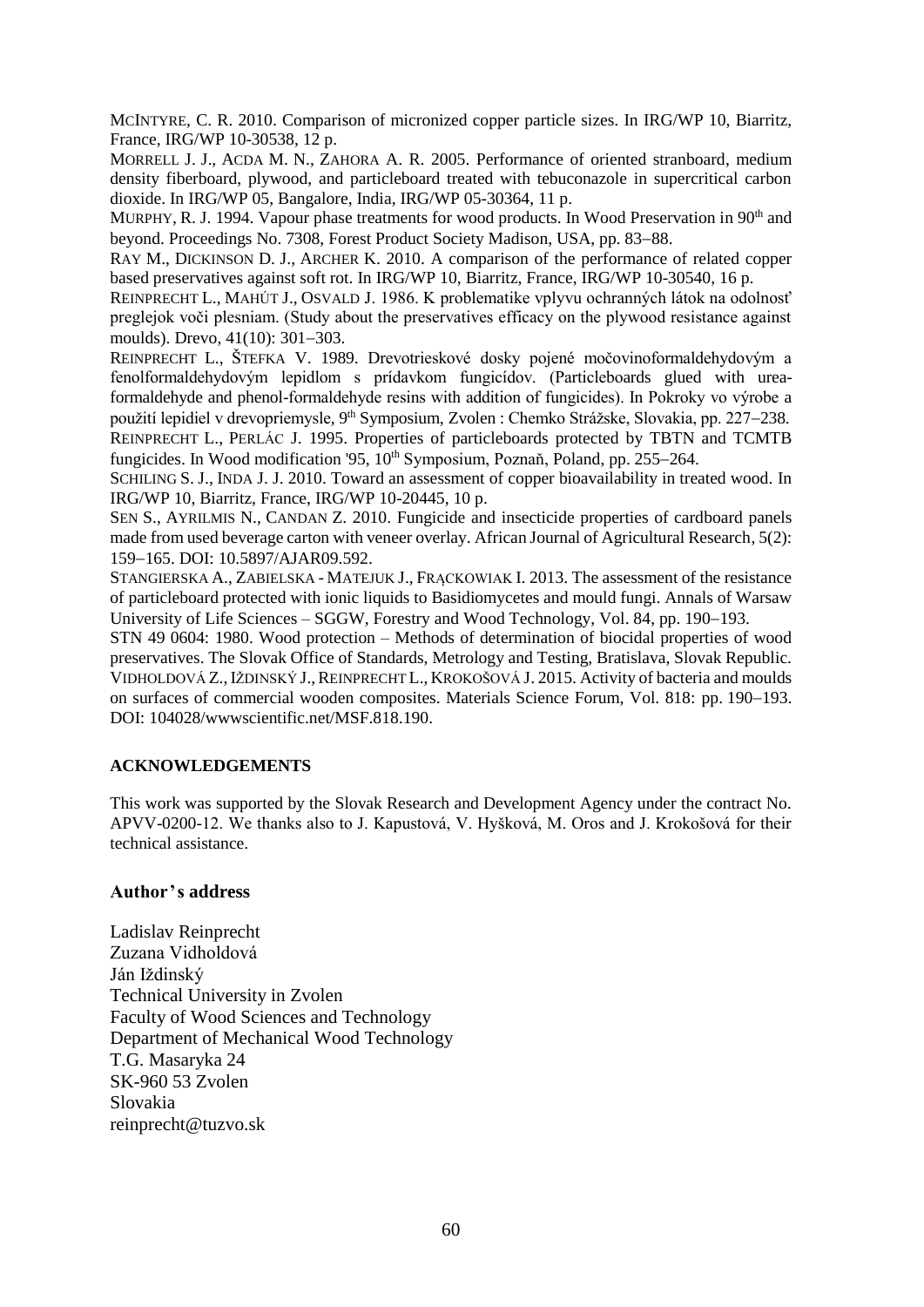MCINTYRE, C. R. 2010. Comparison of micronized copper particle sizes. In IRG/WP 10, Biarritz, France, IRG/WP 10-30538, 12 p.

MORRELL J. J., ACDA M. N., ZAHORA A. R. 2005. Performance of oriented stranboard, medium density fiberboard, plywood, and particleboard treated with tebuconazole in supercritical carbon dioxide. In IRG/WP 05, Bangalore, India, IRG/WP 05-30364, 11 p.

MURPHY, R. J. 1994. Vapour phase treatments for wood products. In Wood Preservation in 90th and beyond. Proceedings No. 7308, Forest Product Society Madison, USA, pp. 83–88.

RAY M., DICKINSON D. J., ARCHER K. 2010. A comparison of the performance of related copper based preservatives against soft rot. In IRG/WP 10, Biarritz, France, IRG/WP 10-30540, 16 p.

REINPRECHT L., MAHÚT J., OSVALD J. 1986. K problematike vplyvu ochranných látok na odolnosť preglejok voči plesniam. (Study about the preservatives efficacy on the plywood resistance against moulds). Drevo, 41(10): 301–303.

REINPRECHT L., ŠTEFKA V. 1989. Drevotrieskové dosky pojené močovinoformaldehydovým a fenolformaldehydovým lepidlom s prídavkom fungicídov. (Particleboards glued with urea-formaldehyde and phenol-formaldehyde resins with addition of fungicides). In Pokroky vo výrobe a použití lepidiel v drevopriemysle, 9th Symposium, Zvolen : Chemko Strážske, Slovakia, pp. 227–238.

REINPRECHT L., PERLÁC J. 1995. Properties of particleboards protected by TBTN and TCMTB fungicides. In Wood modification '95, 10th Symposium, Poznaň, Poland, pp. 255–264.

SCHILING S. J., INDA J. J. 2010. Toward an assessment of copper bioavailability in treated wood. In IRG/WP 10, Biarritz, France, IRG/WP 10-20445, 10 p.

SEN S., AYRILMIS N., CANDAN Z. 2010. Fungicide and insecticide properties of cardboard panels made from used beverage carton with veneer overlay. African Journal of Agricultural Research, 5(2): 159–165. DOI: 10.5897/AJAR09.592.

STANGIERSKA A., ZABIELSKA - MATEJUK J., FRĄCKOWIAK I. 2013. The assessment of the resistance of particleboard protected with ionic liquids to Basidiomycetes and mould fungi. Annals of Warsaw University of Life Sciences – SGGW, Forestry and Wood Technology, Vol. 84, pp. 190–193.

STN 49 0604: 1980. Wood protection – Methods of determination of biocidal properties of wood preservatives. The Slovak Office of Standards, Metrology and Testing, Bratislava, Slovak Republic.

VIDHOLDOVÁ Z., IŽDINSKÝ J., REINPRECHT L., KROKOŠOVÁ J. 2015. Activity of bacteria and moulds on surfaces of commercial wooden composites. Materials Science Forum, Vol. 818: pp. 190–193. DOI: 104028/wwwscientific.net/MSF.818.190.

## ACKNOWLEDGEMENTS

This work was supported by the Slovak Research and Development Agency under the contract No. APVV-0200-12. We thanks also to J. Kapustová, V. Hyšková, M. Oros and J. Krokošová for their technical assistance.

## Author's address

Ladislav Reinprecht
Zuzana Vidholdová
Ján Iždinský
Technical University in Zvolen
Faculty of Wood Sciences and Technology
Department of Mechanical Wood Technology
T.G. Masaryka 24
SK-960 53 Zvolen
Slovakia
reinprecht@tuzvo.sk